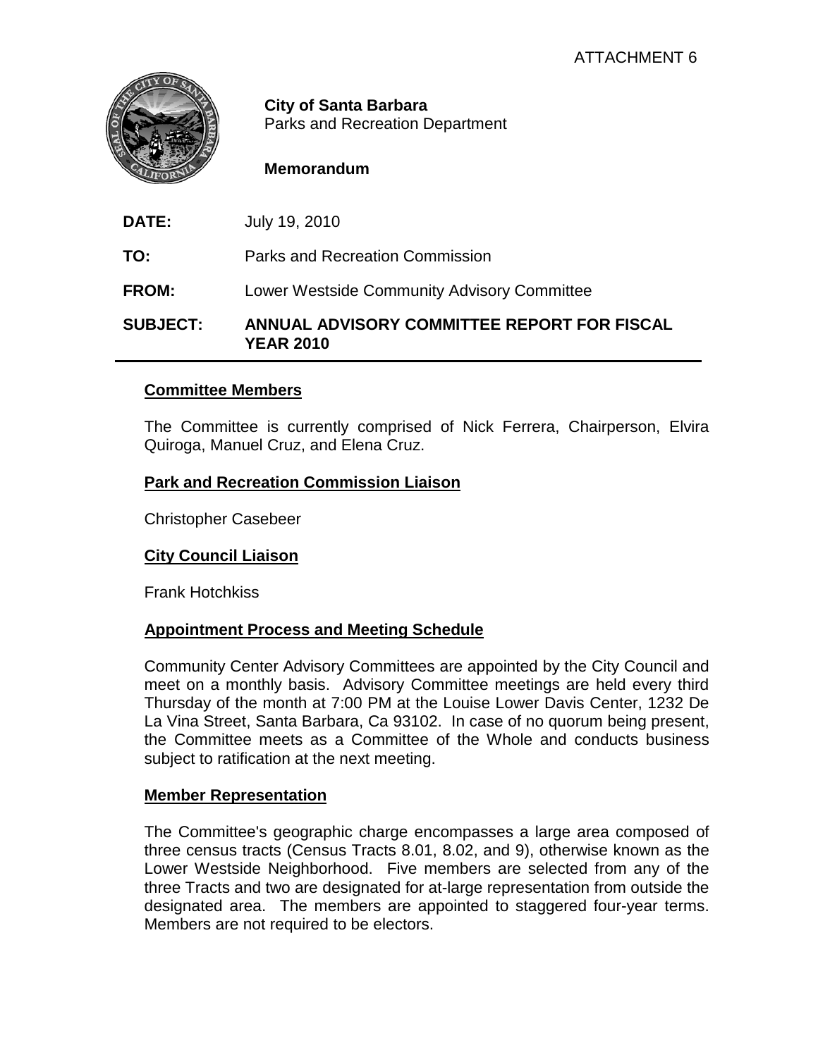ATTACHMENT 6

**City of Santa Barbara**
Parks and Recreation Department

**Memorandum**

**DATE:** July 19, 2010

**TO:** Parks and Recreation Commission

**FROM:** Lower Westside Community Advisory Committee

**SUBJECT:** **ANNUAL ADVISORY COMMITTEE REPORT FOR FISCAL YEAR 2010**

---

## Committee Members

The Committee is currently comprised of Nick Ferrera, Chairperson, Elvira Quiroga, Manuel Cruz, and Elena Cruz.

## Park and Recreation Commission Liaison

Christopher Casebeer

## City Council Liaison

Frank Hotchkiss

## Appointment Process and Meeting Schedule

Community Center Advisory Committees are appointed by the City Council and meet on a monthly basis. Advisory Committee meetings are held every third Thursday of the month at 7:00 PM at the Louise Lower Davis Center, 1232 De La Vina Street, Santa Barbara, Ca 93102. In case of no quorum being present, the Committee meets as a Committee of the Whole and conducts business subject to ratification at the next meeting.

## Member Representation

The Committee's geographic charge encompasses a large area composed of three census tracts (Census Tracts 8.01, 8.02, and 9), otherwise known as the Lower Westside Neighborhood. Five members are selected from any of the three Tracts and two are designated for at-large representation from outside the designated area. The members are appointed to staggered four-year terms. Members are not required to be electors.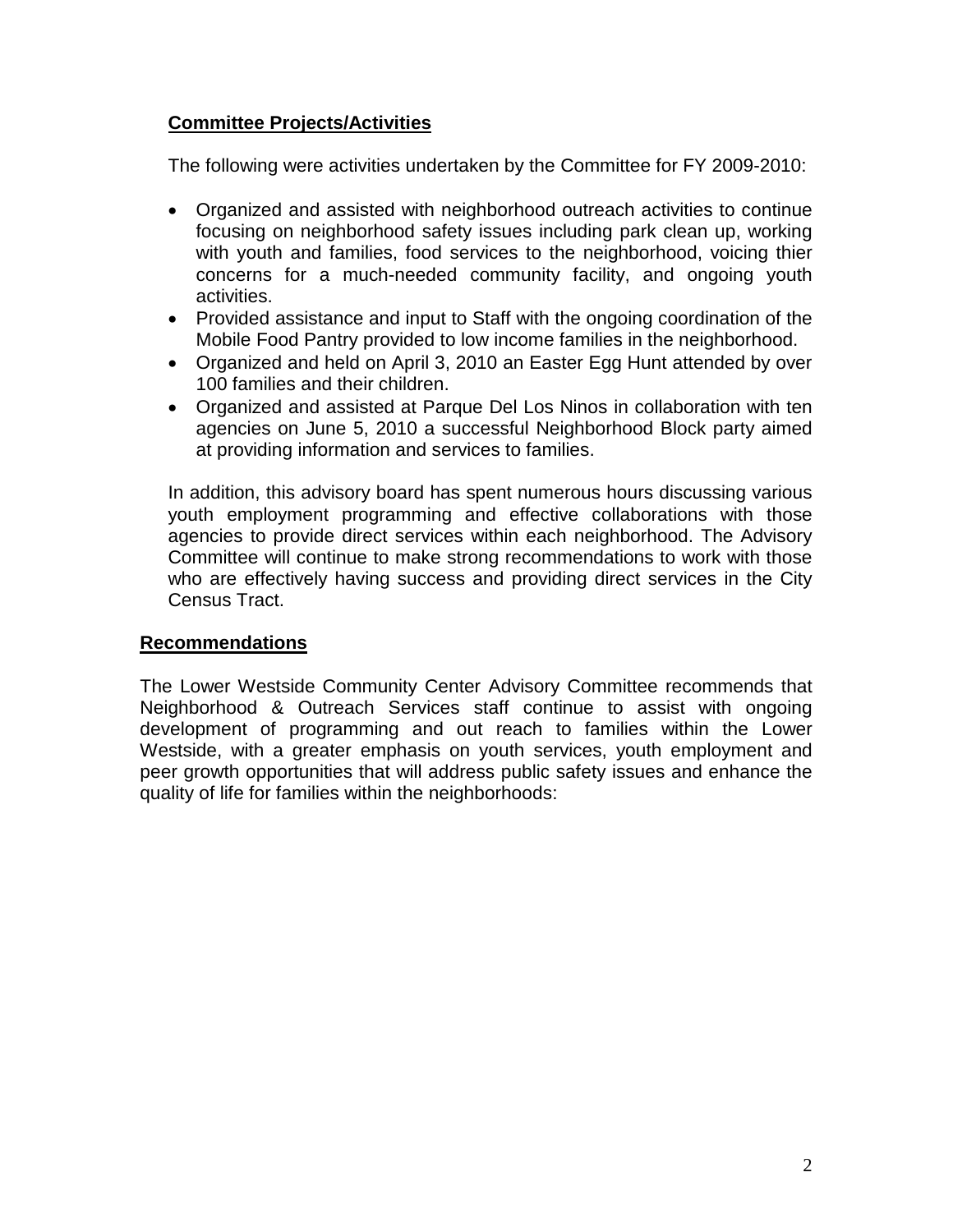**Committee Projects/Activities**

The following were activities undertaken by the Committee for FY 2009-2010:

- Organized and assisted with neighborhood outreach activities to continue focusing on neighborhood safety issues including park clean up, working with youth and families, food services to the neighborhood, voicing thier concerns for a much-needed community facility, and ongoing youth activities.
- Provided assistance and input to Staff with the ongoing coordination of the Mobile Food Pantry provided to low income families in the neighborhood.
- Organized and held on April 3, 2010 an Easter Egg Hunt attended by over 100 families and their children.
- Organized and assisted at Parque Del Los Ninos in collaboration with ten agencies on June 5, 2010 a successful Neighborhood Block party aimed at providing information and services to families.

In addition, this advisory board has spent numerous hours discussing various youth employment programming and effective collaborations with those agencies to provide direct services within each neighborhood. The Advisory Committee will continue to make strong recommendations to work with those who are effectively having success and providing direct services in the City Census Tract.

**Recommendations**

The Lower Westside Community Center Advisory Committee recommends that Neighborhood & Outreach Services staff continue to assist with ongoing development of programming and out reach to families within the Lower Westside, with a greater emphasis on youth services, youth employment and peer growth opportunities that will address public safety issues and enhance the quality of life for families within the neighborhoods: